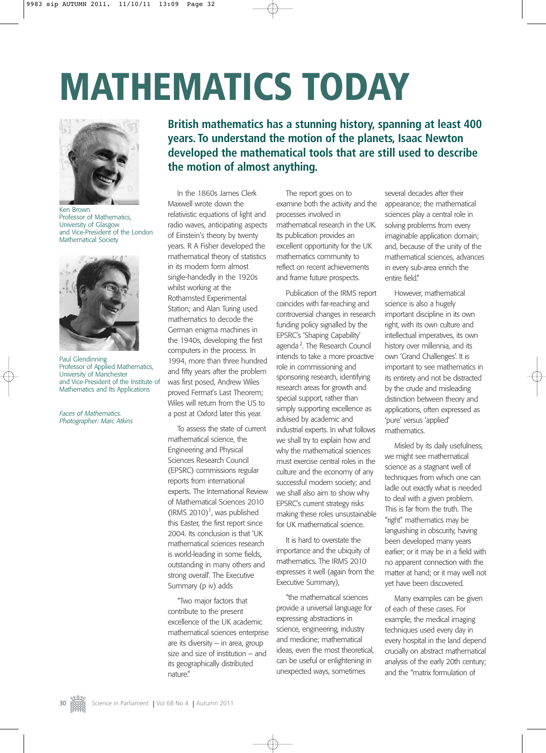# MATHEMATICS TODAY

Ken Brown
Professor of Mathematics, University of Glasgow and Vice-President of the London Mathematical Society

Paul Glendinning
Professor of Applied Mathematics, University of Manchester and Vice-President of the Institute of Mathematics and Its Applications

*Faces of Mathematics. Photographer: Marc Atkins*

**British mathematics has a stunning history, spanning at least 400 years. To understand the motion of the planets, Isaac Newton developed the mathematical tools that are still used to describe the motion of almost anything.**

In the 1860s James Clerk Maxwell wrote down the relativistic equations of light and radio waves, anticipating aspects of Einstein's theory by twenty years. R A Fisher developed the mathematical theory of statistics in its modern form almost single-handedly in the 1920s whilst working at the Rothamsted Experimental Station; and Alan Turing used mathematics to decode the German enigma machines in the 1940s, developing the first computers in the process. In 1994, more than three hundred and fifty years after the problem was first posed, Andrew Wiles proved Fermat's Last Theorem; Wiles will return from the US to a post at Oxford later this year.

To assess the state of current mathematical science, the Engineering and Physical Sciences Research Council (EPSRC) commissions regular reports from international experts. The International Review of Mathematical Sciences 2010 (IRMS 2010)[1], was published this Easter, the first report since 2004. Its conclusion is that 'UK mathematical sciences research is world-leading in some fields, outstanding in many others and strong overall'. The Executive Summary (p iv) adds

"Two major factors that contribute to the present excellence of the UK academic mathematical sciences enterprise are its diversity – in area, group size and size of institution – and its geographically distributed nature."

The report goes on to examine both the activity and the processes involved in mathematical research in the UK. Its publication provides an excellent opportunity for the UK mathematics community to reflect on recent achievements and frame future prospects.

Publication of the IRMS report coincides with far-reaching and controversial changes in research funding policy signalled by the EPSRC's 'Shaping Capability' agenda[2]. The Research Council intends to take a more proactive role in commissioning and sponsoring research, identifying research areas for growth and special support, rather than simply supporting excellence as advised by academic and industrial experts. In what follows we shall try to explain how and why the mathematical sciences must exercise central roles in the culture and the economy of any successful modern society; and we shall also aim to show why EPSRC's current strategy risks making these roles unsustainable for UK mathematical science.

It is hard to overstate the importance and the ubiquity of mathematics. The IRMS 2010 expresses it well (again from the Executive Summary),

"the mathematical sciences provide a universal language for expressing abstractions in science, engineering, industry and medicine; mathematical ideas, even the most theoretical, can be useful or enlightening in unexpected ways, sometimes several decades after their appearance; the mathematical sciences play a central role in solving problems from every imaginable application domain; and, because of the unity of the mathematical sciences, advances in every sub-area enrich the entire field."

However, mathematical science is also a hugely important discipline in its own right, with its own culture and intellectual imperatives, its own history over millennia, and its own 'Grand Challenges'. It is important to see mathematics in its entirety and not be distracted by the crude and misleading distinction between theory and applications, often expressed as 'pure' versus 'applied' mathematics.

Misled by its daily usefulness, we might see mathematical science as a stagnant well of techniques from which one can ladle out exactly what is needed to deal with a given problem. This is far from the truth. The "right" mathematics may be languishing in obscurity, having been developed many years earlier; or it may be in a field with no apparent connection with the matter at hand; or it may well not yet have been discovered.

Many examples can be given of each of these cases. For example, the medical imaging techniques used every day in every hospital in the land depend crucially on abstract mathematical analysis of the early 20th century; and the "matrix formulation of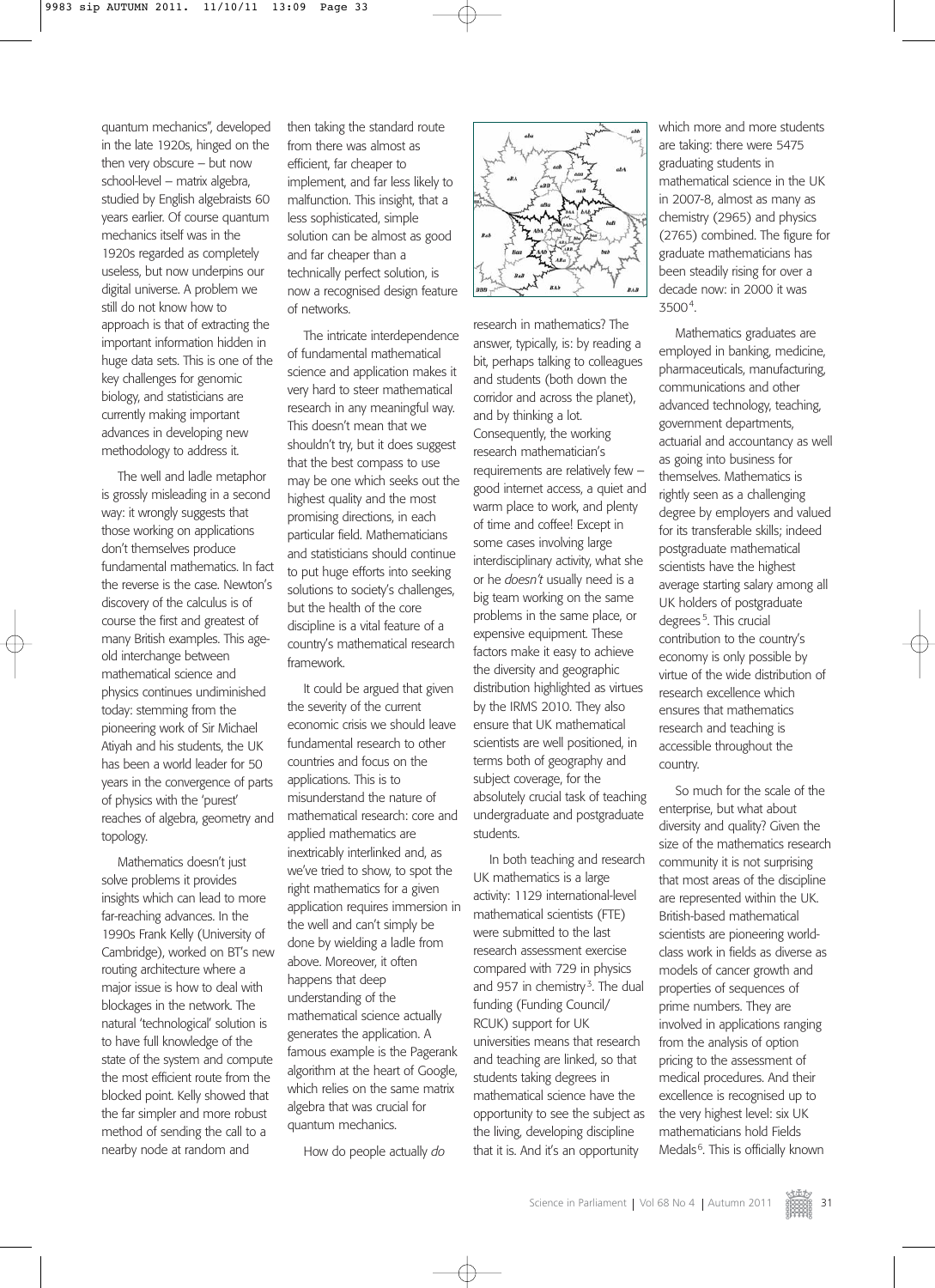quantum mechanics", developed in the late 1920s, hinged on the then very obscure – but now school-level – matrix algebra, studied by English algebraists 60 years earlier. Of course quantum mechanics itself was in the 1920s regarded as completely useless, but now underpins our digital universe. A problem we still do not know how to approach is that of extracting the important information hidden in huge data sets. This is one of the key challenges for genomic biology, and statisticians are currently making important advances in developing new methodology to address it.

The well and ladle metaphor is grossly misleading in a second way: it wrongly suggests that those working on applications don't themselves produce fundamental mathematics. In fact the reverse is the case. Newton's discovery of the calculus is of course the first and greatest of many British examples. This age-old interchange between mathematical science and physics continues undiminished today: stemming from the pioneering work of Sir Michael Atiyah and his students, the UK has been a world leader for 50 years in the convergence of parts of physics with the 'purest' reaches of algebra, geometry and topology.

Mathematics doesn't just solve problems it provides insights which can lead to more far-reaching advances. In the 1990s Frank Kelly (University of Cambridge), worked on BT's new routing architecture where a major issue is how to deal with blockages in the network. The natural 'technological' solution is to have full knowledge of the state of the system and compute the most efficient route from the blocked point. Kelly showed that the far simpler and more robust method of sending the call to a nearby node at random and then taking the standard route from there was almost as efficient, far cheaper to implement, and far less likely to malfunction. This insight, that a less sophisticated, simple solution can be almost as good and far cheaper than a technically perfect solution, is now a recognised design feature of networks.

The intricate interdependence of fundamental mathematical science and application makes it very hard to steer mathematical research in any meaningful way. This doesn't mean that we shouldn't try, but it does suggest that the best compass to use may be one which seeks out the highest quality and the most promising directions, in each particular field. Mathematicians and statisticians should continue to put huge efforts into seeking solutions to society's challenges, but the health of the core discipline is a vital feature of a country's mathematical research framework.

It could be argued that given the severity of the current economic crisis we should leave fundamental research to other countries and focus on the applications. This is to misunderstand the nature of mathematical research: core and applied mathematics are inextricably interlinked and, as we've tried to show, to spot the right mathematics for a given application requires immersion in the well and can't simply be done by wielding a ladle from above. Moreover, it often happens that deep understanding of the mathematical science actually generates the application. A famous example is the Pagerank algorithm at the heart of Google, which relies on the same matrix algebra that was crucial for quantum mechanics.

How do people actually *do* research in mathematics? The answer, typically, is: by reading a bit, perhaps talking to colleagues and students (both down the corridor and across the planet), and by thinking a lot. Consequently, the working research mathematician's requirements are relatively few – good internet access, a quiet and warm place to work, and plenty of time and coffee! Except in some cases involving large interdisciplinary activity, what she or he *doesn't* usually need is a big team working on the same problems in the same place, or expensive equipment. These factors make it easy to achieve the diversity and geographic distribution highlighted as virtues by the IRMS 2010. They also ensure that UK mathematical scientists are well positioned, in terms both of geography and subject coverage, for the absolutely crucial task of teaching undergraduate and postgraduate students.

In both teaching and research UK mathematics is a large activity: 1129 international-level mathematical scientists (FTE) were submitted to the last research assessment exercise compared with 729 in physics and 957 in chemistry[3]. The dual funding (Funding Council/ RCUK) support for UK universities means that research and teaching are linked, so that students taking degrees in mathematical science have the opportunity to see the subject as the living, developing discipline that it is. And it's an opportunity which more and more students are taking: there were 5475 graduating students in mathematical science in the UK in 2007-8, almost as many as chemistry (2965) and physics (2765) combined. The figure for graduate mathematicians has been steadily rising for over a decade now: in 2000 it was 3500[4].

Mathematics graduates are employed in banking, medicine, pharmaceuticals, manufacturing, communications and other advanced technology, teaching, government departments, actuarial and accountancy as well as going into business for themselves. Mathematics is rightly seen as a challenging degree by employers and valued for its transferable skills; indeed postgraduate mathematical scientists have the highest average starting salary among all UK holders of postgraduate degrees[5]. This crucial contribution to the country's economy is only possible by virtue of the wide distribution of research excellence which ensures that mathematics research and teaching is accessible throughout the country.

So much for the scale of the enterprise, but what about diversity and quality? Given the size of the mathematics research community it is not surprising that most areas of the discipline are represented within the UK. British-based mathematical scientists are pioneering world-class work in fields as diverse as models of cancer growth and properties of sequences of prime numbers. They are involved in applications ranging from the analysis of option pricing to the assessment of medical procedures. And their excellence is recognised up to the very highest level: six UK mathematicians hold Fields Medals[6]. This is officially known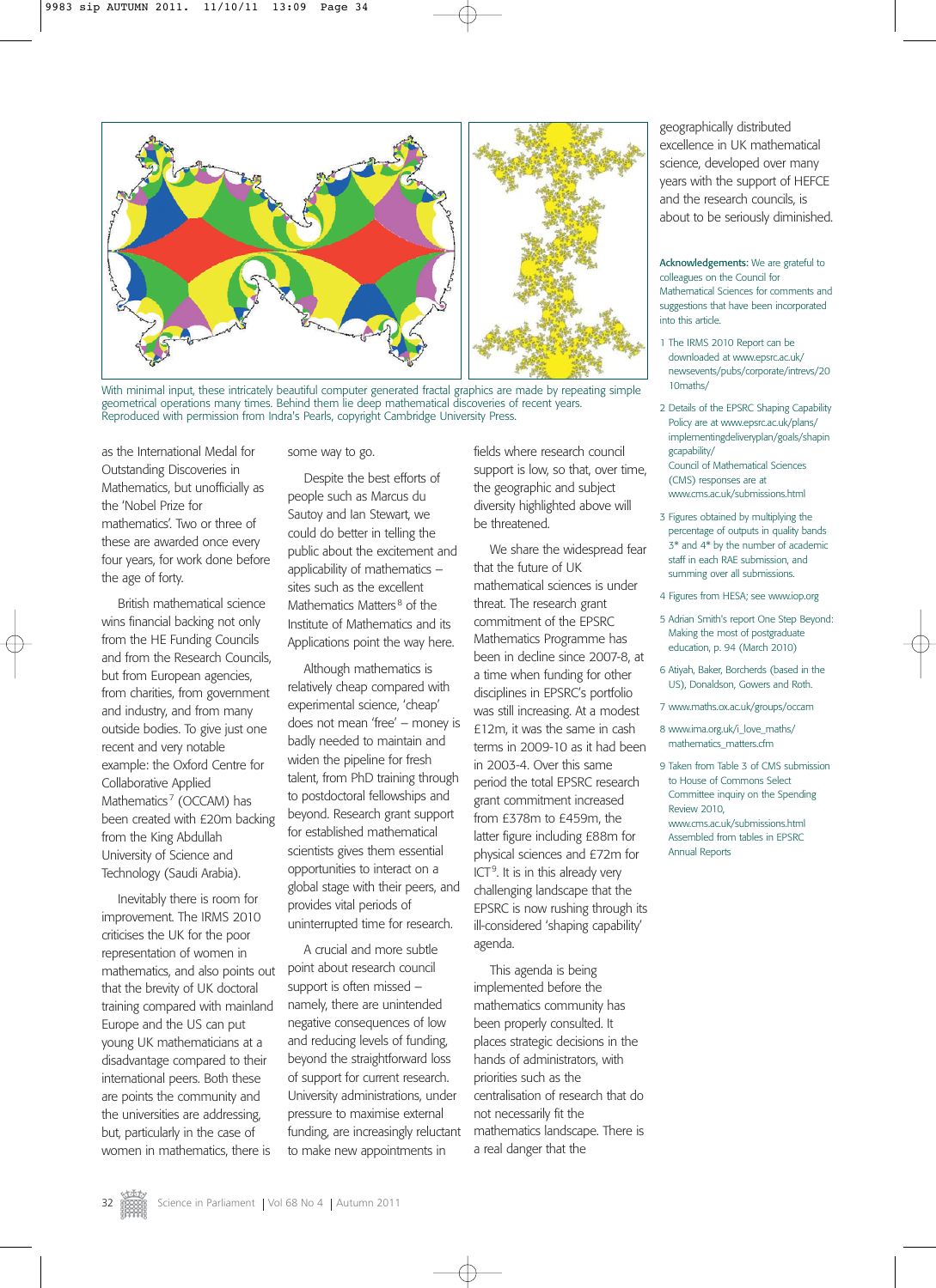With minimal input, these intricately beautiful computer generated fractal graphics are made by repeating simple geometrical operations many times. Behind them lie deep mathematical discoveries of recent years. Reproduced with permission from Indra's Pearls, copyright Cambridge University Press.

as the International Medal for Outstanding Discoveries in Mathematics, but unofficially as the 'Nobel Prize for mathematics'. Two or three of these are awarded once every four years, for work done before the age of forty.

British mathematical science wins financial backing not only from the HE Funding Councils and from the Research Councils, but from European agencies, from charities, from government and industry, and from many outside bodies. To give just one recent and very notable example: the Oxford Centre for Collaborative Applied Mathematics[7] (OCCAM) has been created with £20m backing from the King Abdullah University of Science and Technology (Saudi Arabia).

Inevitably there is room for improvement. The IRMS 2010 criticises the UK for the poor representation of women in mathematics, and also points out that the brevity of UK doctoral training compared with mainland Europe and the US can put young UK mathematicians at a disadvantage compared to their international peers. Both these are points the community and the universities are addressing, but, particularly in the case of women in mathematics, there is some way to go.

Despite the best efforts of people such as Marcus du Sautoy and Ian Stewart, we could do better in telling the public about the excitement and applicability of mathematics – sites such as the excellent Mathematics Matters[8] of the Institute of Mathematics and its Applications point the way here.

Although mathematics is relatively cheap compared with experimental science, 'cheap' does not mean 'free' – money is badly needed to maintain and widen the pipeline for fresh talent, from PhD training through to postdoctoral fellowships and beyond. Research grant support for established mathematical scientists gives them essential opportunities to interact on a global stage with their peers, and provides vital periods of uninterrupted time for research.

A crucial and more subtle point about research council support is often missed – namely, there are unintended negative consequences of low and reducing levels of funding, beyond the straightforward loss of support for current research. University administrations, under pressure to maximise external funding, are increasingly reluctant to make new appointments in fields where research council support is low, so that, over time, the geographic and subject diversity highlighted above will be threatened.

We share the widespread fear that the future of UK mathematical sciences is under threat. The research grant commitment of the EPSRC Mathematics Programme has been in decline since 2007-8, at a time when funding for other disciplines in EPSRC's portfolio was still increasing. At a modest £12m, it was the same in cash terms in 2009-10 as it had been in 2003-4. Over this same period the total EPSRC research grant commitment increased from £378m to £459m, the latter figure including £88m for physical sciences and £72m for ICT[9]. It is in this already very challenging landscape that the EPSRC is now rushing through its ill-considered 'shaping capability' agenda.

This agenda is being implemented before the mathematics community has been properly consulted. It places strategic decisions in the hands of administrators, with priorities such as the centralisation of research that do not necessarily fit the mathematics landscape. There is a real danger that the geographically distributed excellence in UK mathematical science, developed over many years with the support of HEFCE and the research councils, is about to be seriously diminished.

**Acknowledgements:** We are grateful to colleagues on the Council for Mathematical Sciences for comments and suggestions that have been incorporated into this article.

1 The IRMS 2010 Report can be downloaded at www.epsrc.ac.uk/newsevents/pubs/corporate/intrevs/2010maths/

2 Details of the EPSRC Shaping Capability Policy are at www.epsrc.ac.uk/plans/implementingdeliveryplan/goals/shapingcapability/
Council of Mathematical Sciences (CMS) responses are at www.cms.ac.uk/submissions.html

3 Figures obtained by multiplying the percentage of outputs in quality bands 3* and 4* by the number of academic staff in each RAE submission, and summing over all submissions.

4 Figures from HESA; see www.iop.org

5 Adrian Smith's report One Step Beyond: Making the most of postgraduate education, p. 94 (March 2010)

6 Atiyah, Baker, Borcherds (based in the US), Donaldson, Gowers and Roth.

7 www.maths.ox.ac.uk/groups/occam

8 www.ima.org.uk/i_love_maths/mathematics_matters.cfm

9 Taken from Table 3 of CMS submission to House of Commons Select Committee inquiry on the Spending Review 2010, www.cms.ac.uk/submissions.html Assembled from tables in EPSRC Annual Reports